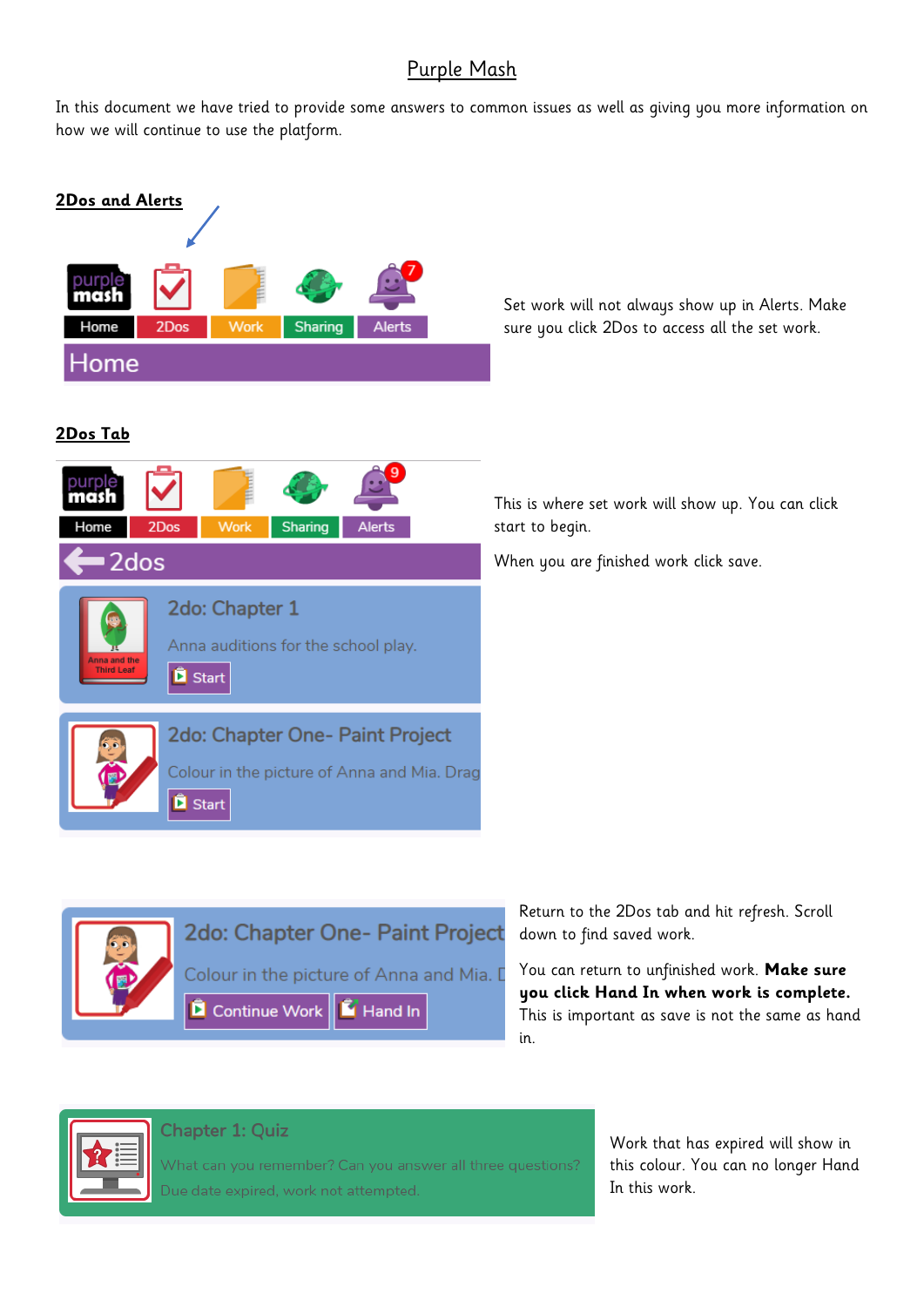# Purple Mash

In this document we have tried to provide some answers to common issues as well as giving you more information on how we will continue to use the platform.

## **2Dos and Alerts**

Home | 2Dos | Work | Sharing | Alerts

Home

Set work will not always show up in Alerts. Make sure you click 2Dos to access all the set work.

## **2Dos Tab**

Home | 2Dos | Work | Sharing | Alerts

2dos

2do: Chapter 1

Anna auditions for the school play.

Start

2do: Chapter One- Paint Project

Colour in the picture of Anna and Mia. Drag

Start

This is where set work will show up. You can click start to begin.

When you are finished work click save.

2do: Chapter One- Paint Project

Colour in the picture of Anna and Mia. D

Continue Work | Hand In

Return to the 2Dos tab and hit refresh. Scroll down to find saved work.

You can return to unfinished work. **Make sure you click Hand In when work is complete.** This is important as save is not the same as hand in.

Chapter 1: Quiz

What can you remember? Can you answer all three questions?

Due date expired, work not attempted.

Work that has expired will show in this colour. You can no longer Hand In this work.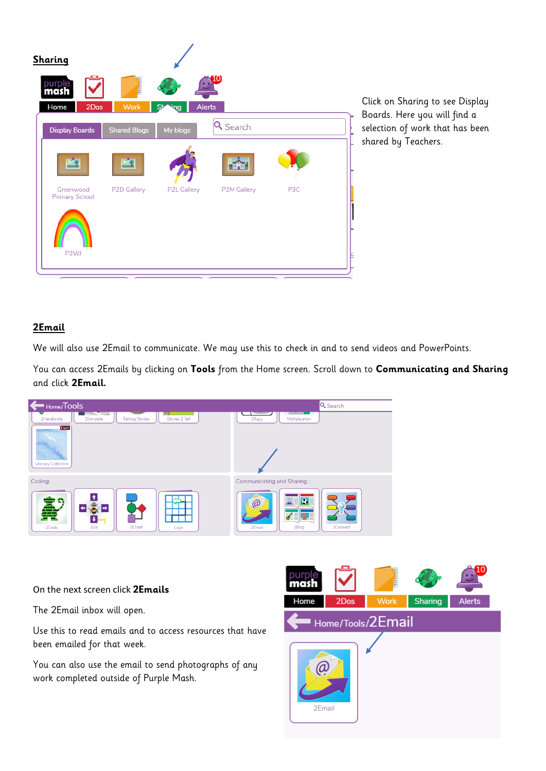## Sharing

Click on Sharing to see Display Boards. Here you will find a selection of work that has been shared by Teachers.

## 2Email

We will also use 2Email to communicate. We may use this to check in and to send videos and PowerPoints.

You can access 2Emails by clicking on **Tools** from the Home screen. Scroll down to **Communicating and Sharing** and click **2Email.**

On the next screen click **2Emails**

The 2Email inbox will open.

Use this to read emails and to access resources that have been emailed for that week.

You can also use the email to send photographs of any work completed outside of Purple Mash.